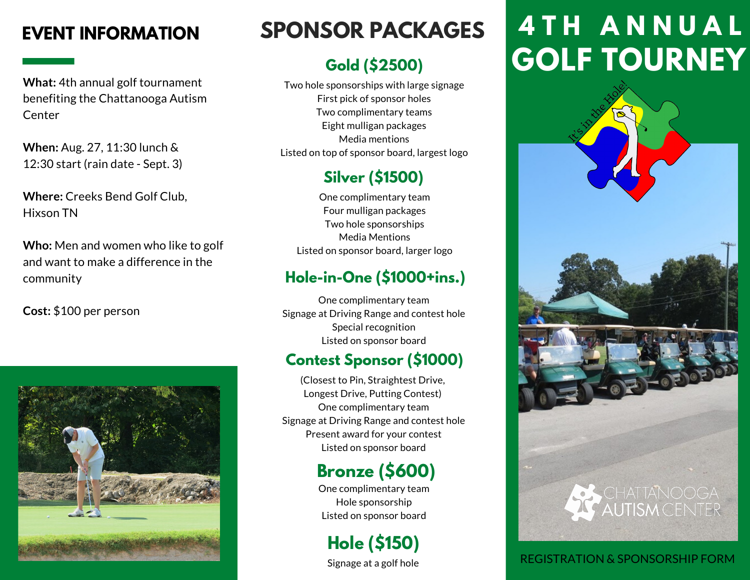## EVENT INFORMATION

**What:** 4th annual golf tournament benefiting the Chattanooga Autism Center

**When:** Aug. 27, 11:30 lunch & 12:30 start (rain date - Sept. 3)

**Where:** Creeks Bend Golf Club, Hixson TN

**Who:** Men and women who like to golf and want to make a difference in the community

**Cost:** $100 per person

# SPONSOR PACKAGES

### Gold ($2500)

Two hole sponsorships with large signage
First pick of sponsor holes
Two complimentary teams
Eight mulligan packages
Media mentions
Listed on top of sponsor board, largest logo

### Silver ($1500)

One complimentary team
Four mulligan packages
Two hole sponsorships
Media Mentions
Listed on sponsor board, larger logo

### Hole-in-One ($1000+ins.)

One complimentary team
Signage at Driving Range and contest hole
Special recognition
Listed on sponsor board

### Contest Sponsor ($1000)

(Closest to Pin, Straightest Drive, Longest Drive, Putting Contest)
One complimentary team
Signage at Driving Range and contest hole
Present award for your contest
Listed on sponsor board

### Bronze ($600)

One complimentary team
Hole sponsorship
Listed on sponsor board

### Hole ($150)

Signage at a golf hole

# 4TH ANNUAL GOLF TOURNEY

It's in the Hole!

CHATTANOOGA AUTISM CENTER

REGISTRATION & SPONSORSHIP FORM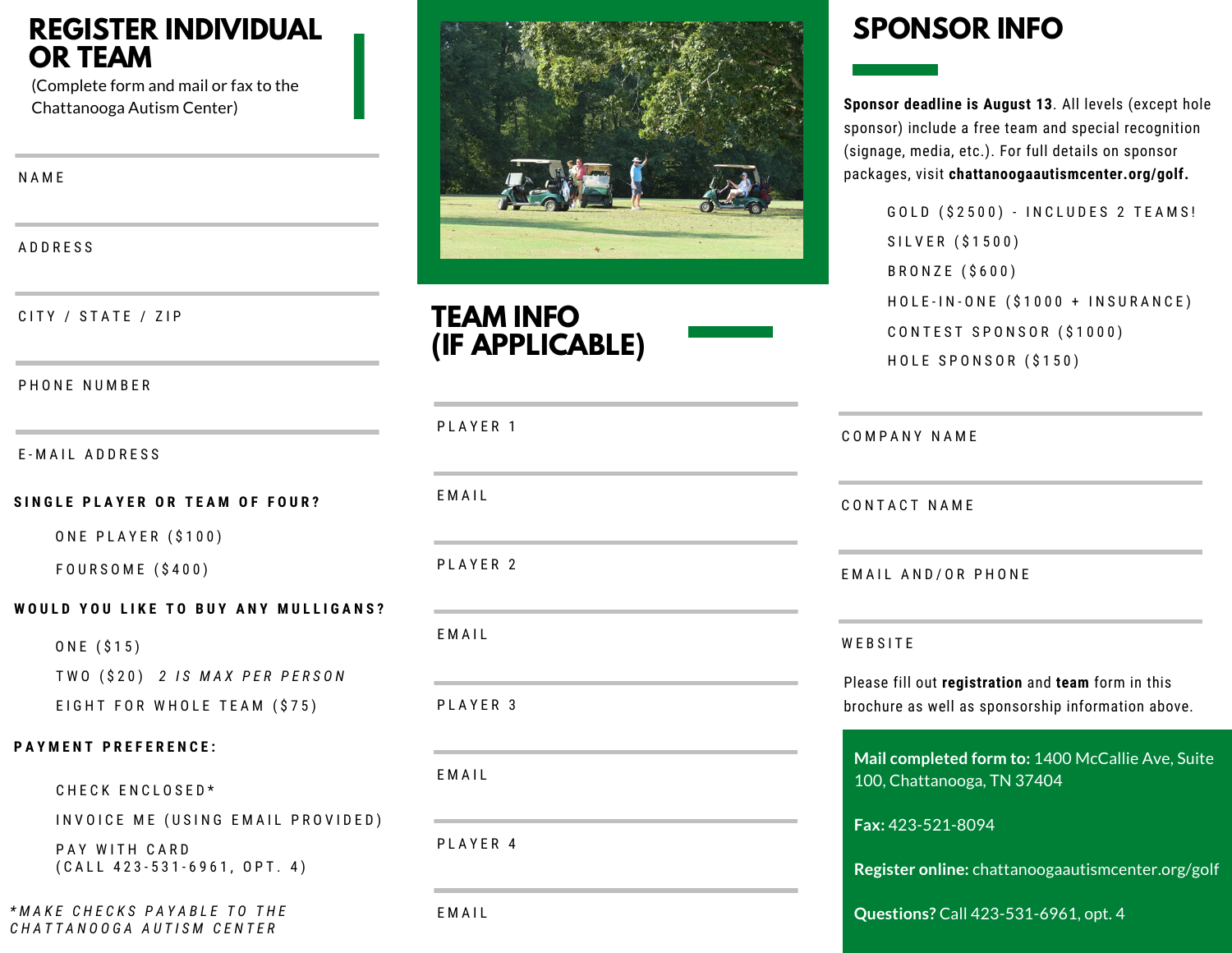# REGISTER INDIVIDUAL OR TEAM

(Complete form and mail or fax to the Chattanooga Autism Center)

NAME

ADDRESS

CITY / STATE / ZIP

PHONE NUMBER

E-MAIL ADDRESS

**SINGLE PLAYER OR TEAM OF FOUR?**

ONE PLAYER ($100)

FOURSOME ($400)

**WOULD YOU LIKE TO BUY ANY MULLIGANS?**

ONE ($15)

TWO ($20) *2 IS MAX PER PERSON*

EIGHT FOR WHOLE TEAM ($75)

**PAYMENT PREFERENCE:**

CHECK ENCLOSED*

INVOICE ME (USING EMAIL PROVIDED)

PAY WITH CARD
(CALL 423-531-6961, OPT. 4)

*\*MAKE CHECKS PAYABLE TO THE CHATTANOOGA AUTISM CENTER*

# TEAM INFO (IF APPLICABLE)

PLAYER 1

EMAIL

PLAYER 2

EMAIL

PLAYER 3

EMAIL

PLAYER 4

EMAIL

# SPONSOR INFO

**Sponsor deadline is August 13**. All levels (except hole sponsor) include a free team and special recognition (signage, media, etc.). For full details on sponsor packages, visit **chattanoogaautismcenter.org/golf.**

GOLD ($2500) - INCLUDES 2 TEAMS!

SILVER ($1500)

BRONZE ($600)

HOLE-IN-ONE ($1000 + INSURANCE)

CONTEST SPONSOR ($1000)

HOLE SPONSOR ($150)

COMPANY NAME

CONTACT NAME

EMAIL AND/OR PHONE

WEBSITE

Please fill out **registration** and **team** form in this brochure as well as sponsorship information above.

**Mail completed form to:** 1400 McCallie Ave, Suite 100, Chattanooga, TN 37404

**Fax:** 423-521-8094

**Register online:** chattanoogaautismcenter.org/golf

**Questions?** Call 423-531-6961, opt. 4